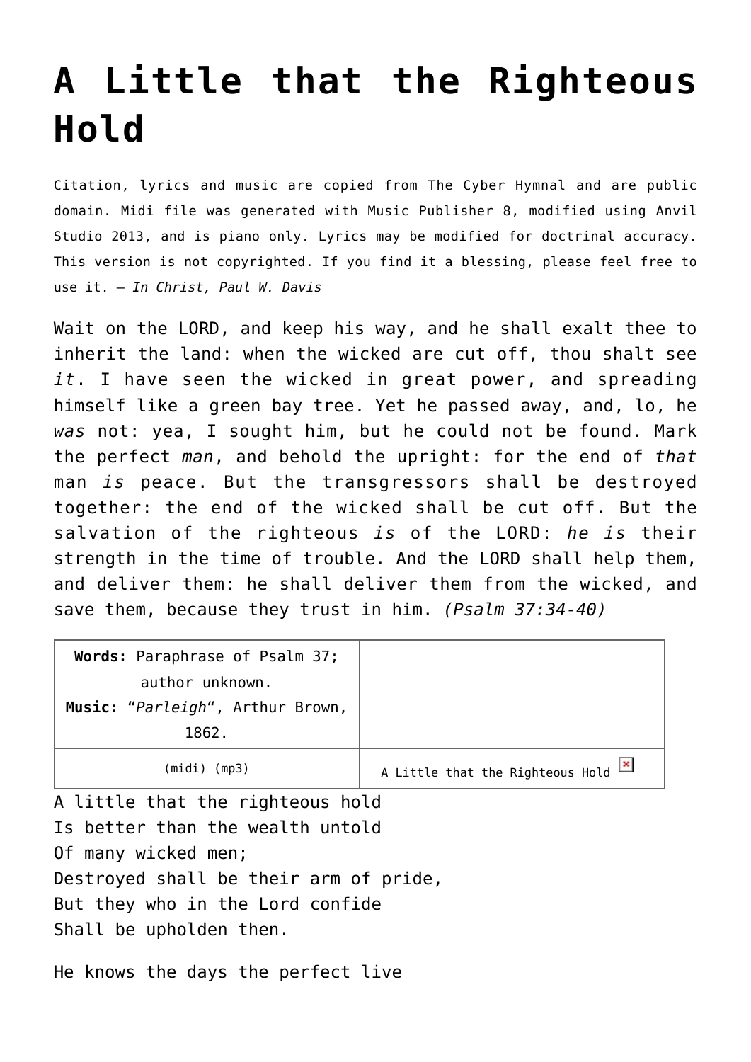# A Little that the Righteous Hold

Citation, lyrics and music are copied from The Cyber Hymnal and are public domain. Midi file was generated with Music Publisher 8, modified using Anvil Studio 2013, and is piano only. Lyrics may be modified for doctrinal accuracy. This version is not copyrighted. If you find it a blessing, please feel free to use it. – *In Christ, Paul W. Davis*

Wait on the LORD, and keep his way, and he shall exalt thee to inherit the land: when the wicked are cut off, thou shalt see *it*. I have seen the wicked in great power, and spreading himself like a green bay tree. Yet he passed away, and, lo, he *was* not: yea, I sought him, but he could not be found. Mark the perfect *man*, and behold the upright: for the end of *that* man *is* peace. But the transgressors shall be destroyed together: the end of the wicked shall be cut off. But the salvation of the righteous *is* of the LORD: *he is* their strength in the time of trouble. And the LORD shall help them, and deliver them: he shall deliver them from the wicked, and save them, because they trust in him. *(Psalm 37:34-40)*

| **Words:** Paraphrase of Psalm 37; author unknown. **Music:** "*Parleigh*", Arthur Brown, 1862. | |
|---|---|
| (midi) (mp3) | A Little that the Righteous Hold |

A little that the righteous hold
Is better than the wealth untold
Of many wicked men;
Destroyed shall be their arm of pride,
But they who in the Lord confide
Shall be upholden then.

He knows the days the perfect live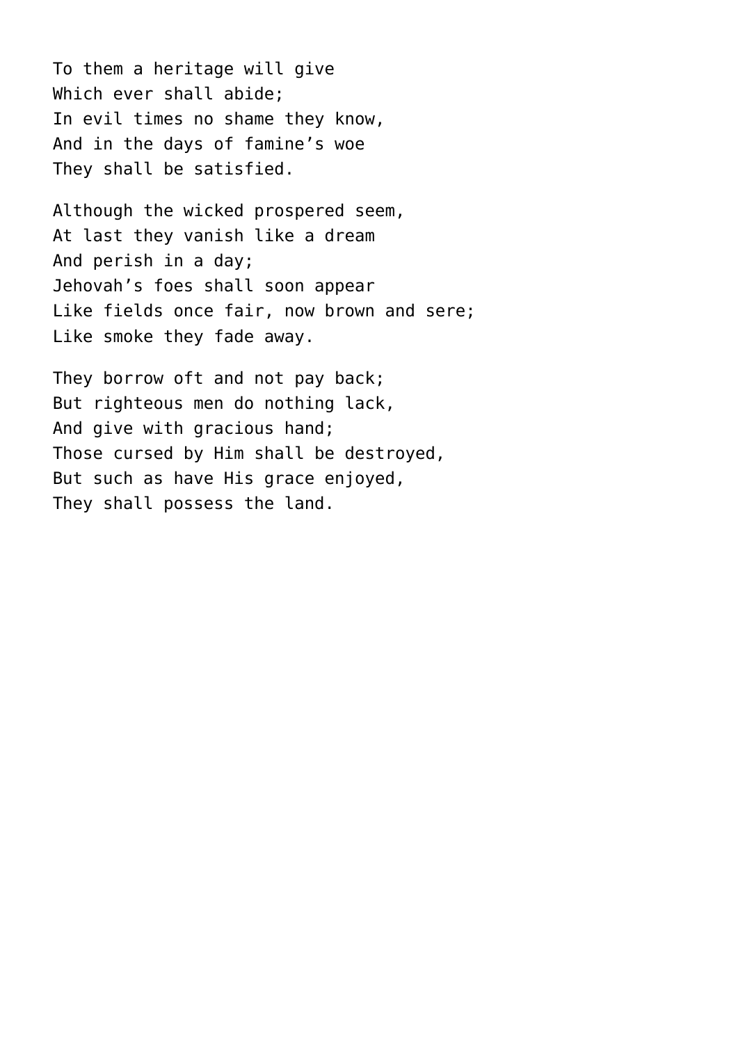To them a heritage will give  
Which ever shall abide;  
In evil times no shame they know,  
And in the days of famine's woe  
They shall be satisfied.

Although the wicked prospered seem,  
At last they vanish like a dream  
And perish in a day;  
Jehovah's foes shall soon appear  
Like fields once fair, now brown and sere;  
Like smoke they fade away.

They borrow oft and not pay back;  
But righteous men do nothing lack,  
And give with gracious hand;  
Those cursed by Him shall be destroyed,  
But such as have His grace enjoyed,  
They shall possess the land.